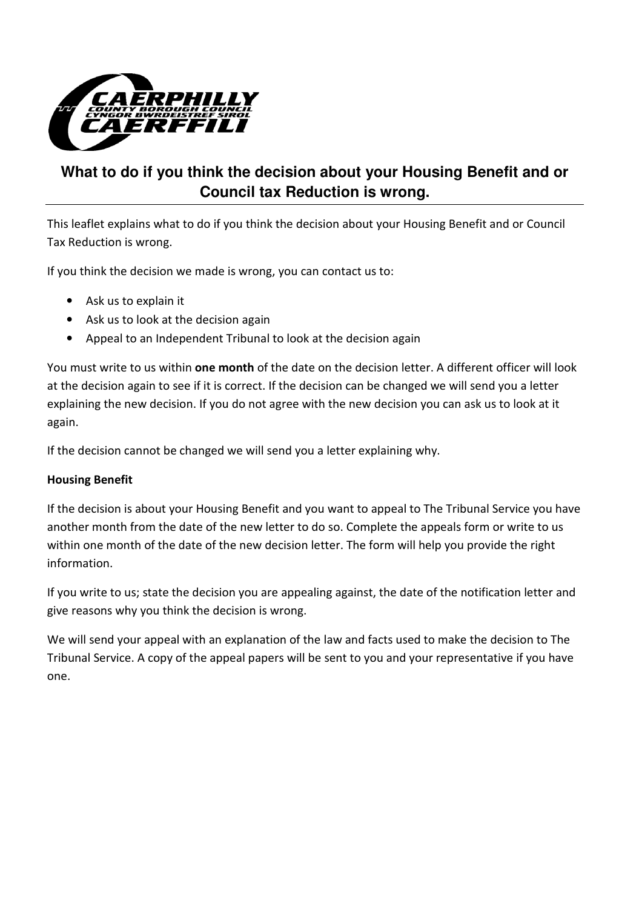# What to do if you think the decision about your Housing Benefit and or Council tax Reduction is wrong.

This leaflet explains what to do if you think the decision about your Housing Benefit and or Council Tax Reduction is wrong.

If you think the decision we made is wrong, you can contact us to:

- Ask us to explain it
- Ask us to look at the decision again
- Appeal to an Independent Tribunal to look at the decision again

You must write to us within **one month** of the date on the decision letter. A different officer will look at the decision again to see if it is correct. If the decision can be changed we will send you a letter explaining the new decision. If you do not agree with the new decision you can ask us to look at it again.

If the decision cannot be changed we will send you a letter explaining why.

**Housing Benefit**

If the decision is about your Housing Benefit and you want to appeal to The Tribunal Service you have another month from the date of the new letter to do so. Complete the appeals form or write to us within one month of the date of the new decision letter. The form will help you provide the right information.

If you write to us; state the decision you are appealing against, the date of the notification letter and give reasons why you think the decision is wrong.

We will send your appeal with an explanation of the law and facts used to make the decision to The Tribunal Service. A copy of the appeal papers will be sent to you and your representative if you have one.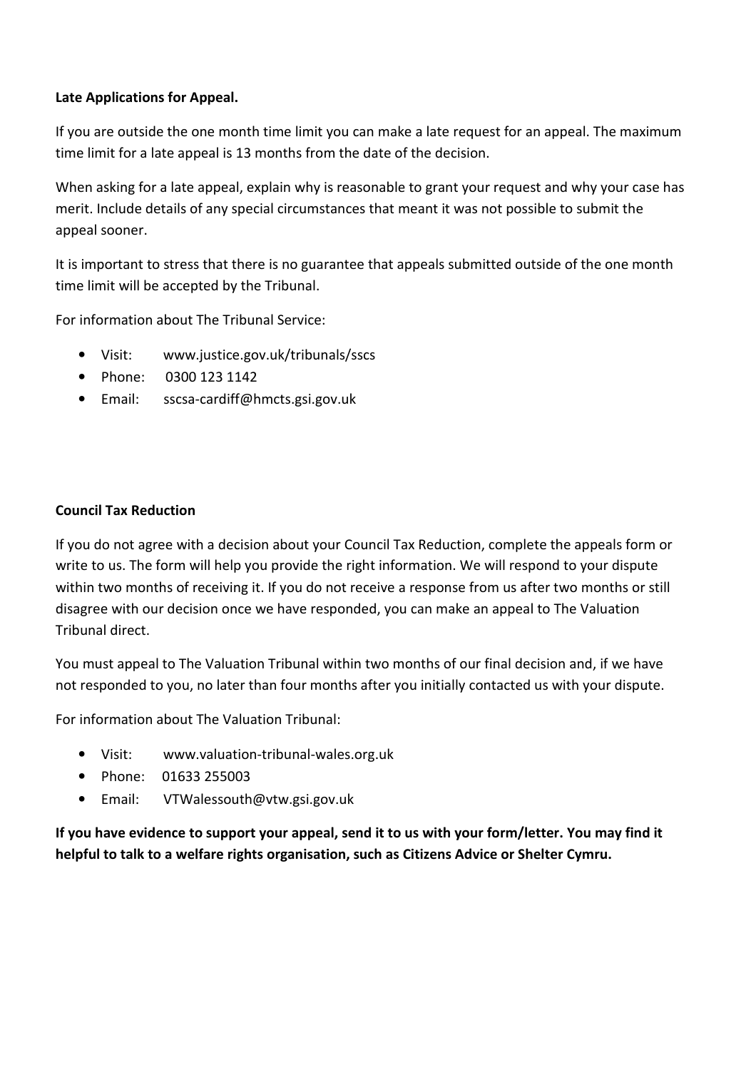**Late Applications for Appeal.**

If you are outside the one month time limit you can make a late request for an appeal. The maximum time limit for a late appeal is 13 months from the date of the decision.

When asking for a late appeal, explain why is reasonable to grant your request and why your case has merit. Include details of any special circumstances that meant it was not possible to submit the appeal sooner.

It is important to stress that there is no guarantee that appeals submitted outside of the one month time limit will be accepted by the Tribunal.

For information about The Tribunal Service:

- Visit: www.justice.gov.uk/tribunals/sscs
- Phone: 0300 123 1142
- Email: sscsa-cardiff@hmcts.gsi.gov.uk

**Council Tax Reduction**

If you do not agree with a decision about your Council Tax Reduction, complete the appeals form or write to us. The form will help you provide the right information. We will respond to your dispute within two months of receiving it. If you do not receive a response from us after two months or still disagree with our decision once we have responded, you can make an appeal to The Valuation Tribunal direct.

You must appeal to The Valuation Tribunal within two months of our final decision and, if we have not responded to you, no later than four months after you initially contacted us with your dispute.

For information about The Valuation Tribunal:

- Visit: www.valuation-tribunal-wales.org.uk
- Phone: 01633 255003
- Email: VTWalessouth@vtw.gsi.gov.uk

**If you have evidence to support your appeal, send it to us with your form/letter. You may find it helpful to talk to a welfare rights organisation, such as Citizens Advice or Shelter Cymru.**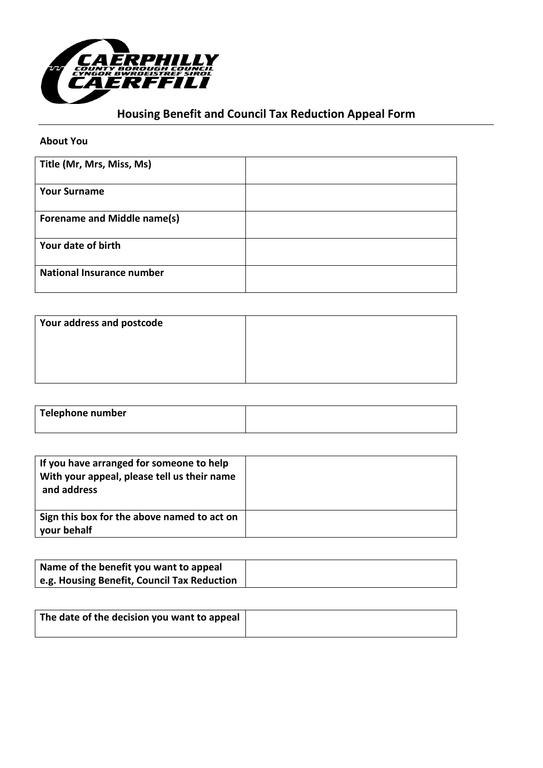## Housing Benefit and Council Tax Reduction Appeal Form

**About You**

| Title (Mr, Mrs, Miss, Ms) | |
|---|---|
| **Your Surname** | |
| **Forename and Middle name(s)** | |
| **Your date of birth** | |
| **National Insurance number** | |

| Your address and postcode | |
|---|---|

| Telephone number | |
|---|---|

| If you have arranged for someone to help With your appeal, please tell us their name and address | |
|---|---|
| **Sign this box for the above named to act on your behalf** | |

| Name of the benefit you want to appeal e.g. Housing Benefit, Council Tax Reduction | |
|---|---|

| The date of the decision you want to appeal | |
|---|---|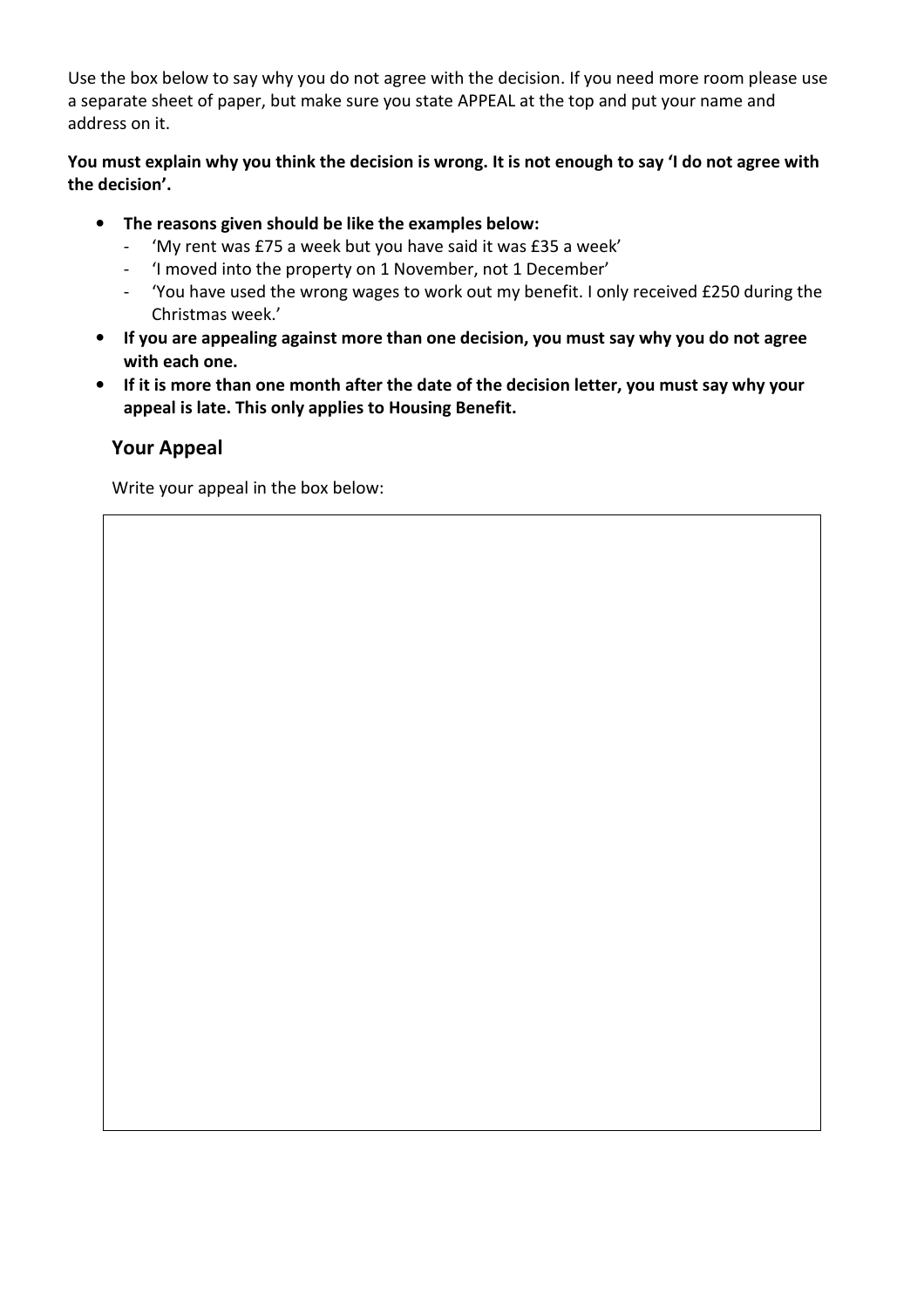Use the box below to say why you do not agree with the decision. If you need more room please use a separate sheet of paper, but make sure you state APPEAL at the top and put your name and address on it.

**You must explain why you think the decision is wrong. It is not enough to say 'I do not agree with the decision'.**

- **The reasons given should be like the examples below:**
  - 'My rent was £75 a week but you have said it was £35 a week'
  - 'I moved into the property on 1 November, not 1 December'
  - 'You have used the wrong wages to work out my benefit. I only received £250 during the Christmas week.'
- **If you are appealing against more than one decision, you must say why you do not agree with each one.**
- **If it is more than one month after the date of the decision letter, you must say why your appeal is late. This only applies to Housing Benefit.**

## Your Appeal

Write your appeal in the box below: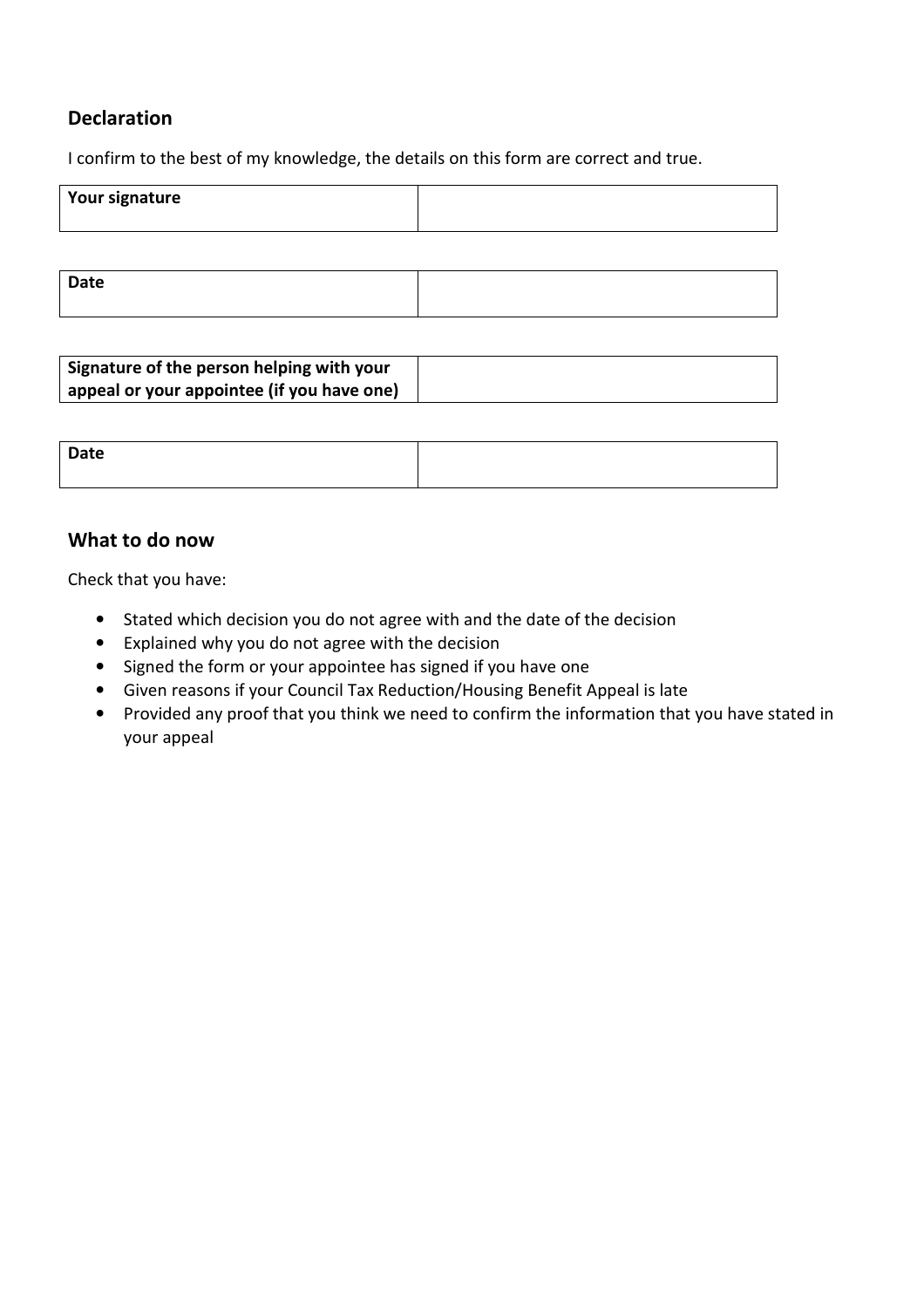## Declaration

I confirm to the best of my knowledge, the details on this form are correct and true.

| | |
|---|---|
| **Your signature** | |

| | |
|---|---|
| **Date** | |

| | |
|---|---|
| **Signature of the person helping with your appeal or your appointee (if you have one)** | |

| | |
|---|---|
| **Date** | |

## What to do now

Check that you have:

- Stated which decision you do not agree with and the date of the decision
- Explained why you do not agree with the decision
- Signed the form or your appointee has signed if you have one
- Given reasons if your Council Tax Reduction/Housing Benefit Appeal is late
- Provided any proof that you think we need to confirm the information that you have stated in your appeal